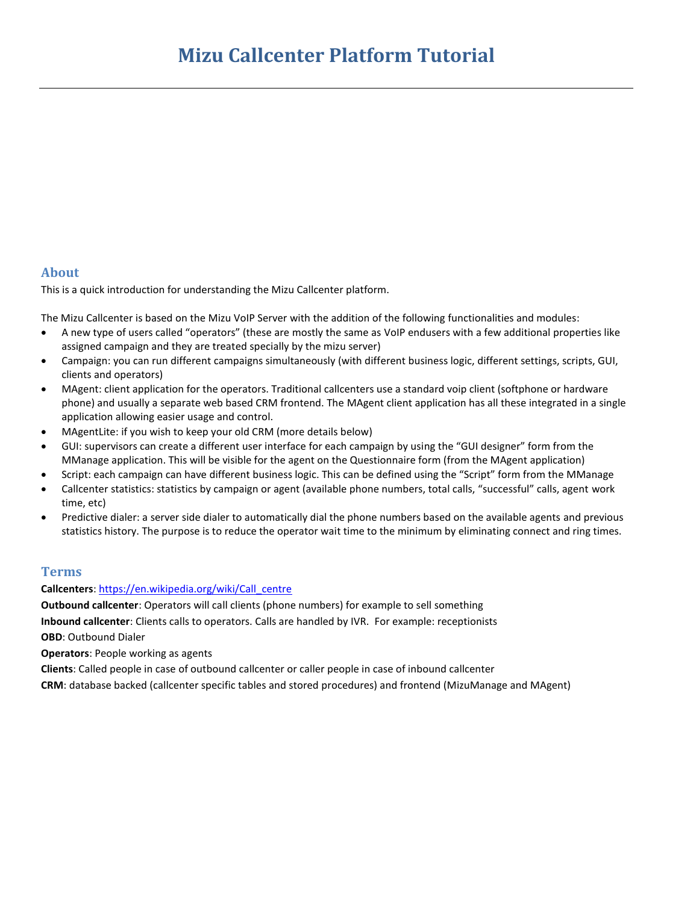# Mizu Callcenter Platform Tutorial

---

## About

This is a quick introduction for understanding the Mizu Callcenter platform.

The Mizu Callcenter is based on the Mizu VoIP Server with the addition of the following functionalities and modules:

- A new type of users called "operators" (these are mostly the same as VoIP endusers with a few additional properties like assigned campaign and they are treated specially by the mizu server)
- Campaign: you can run different campaigns simultaneously (with different business logic, different settings, scripts, GUI, clients and operators)
- MAgent: client application for the operators. Traditional callcenters use a standard voip client (softphone or hardware phone) and usually a separate web based CRM frontend. The MAgent client application has all these integrated in a single application allowing easier usage and control.
- MAgentLite: if you wish to keep your old CRM (more details below)
- GUI: supervisors can create a different user interface for each campaign by using the "GUI designer" form from the MManage application. This will be visible for the agent on the Questionnaire form (from the MAgent application)
- Script: each campaign can have different business logic. This can be defined using the "Script" form from the MManage
- Callcenter statistics: statistics by campaign or agent (available phone numbers, total calls, "successful" calls, agent work time, etc)
- Predictive dialer: a server side dialer to automatically dial the phone numbers based on the available agents and previous statistics history. The purpose is to reduce the operator wait time to the minimum by eliminating connect and ring times.

## Terms

**Callcenters**: https://en.wikipedia.org/wiki/Call_centre

**Outbound callcenter**: Operators will call clients (phone numbers) for example to sell something

**Inbound callcenter**: Clients calls to operators. Calls are handled by IVR. For example: receptionists

**OBD**: Outbound Dialer

**Operators**: People working as agents

**Clients**: Called people in case of outbound callcenter or caller people in case of inbound callcenter

**CRM**: database backed (callcenter specific tables and stored procedures) and frontend (MizuManage and MAgent)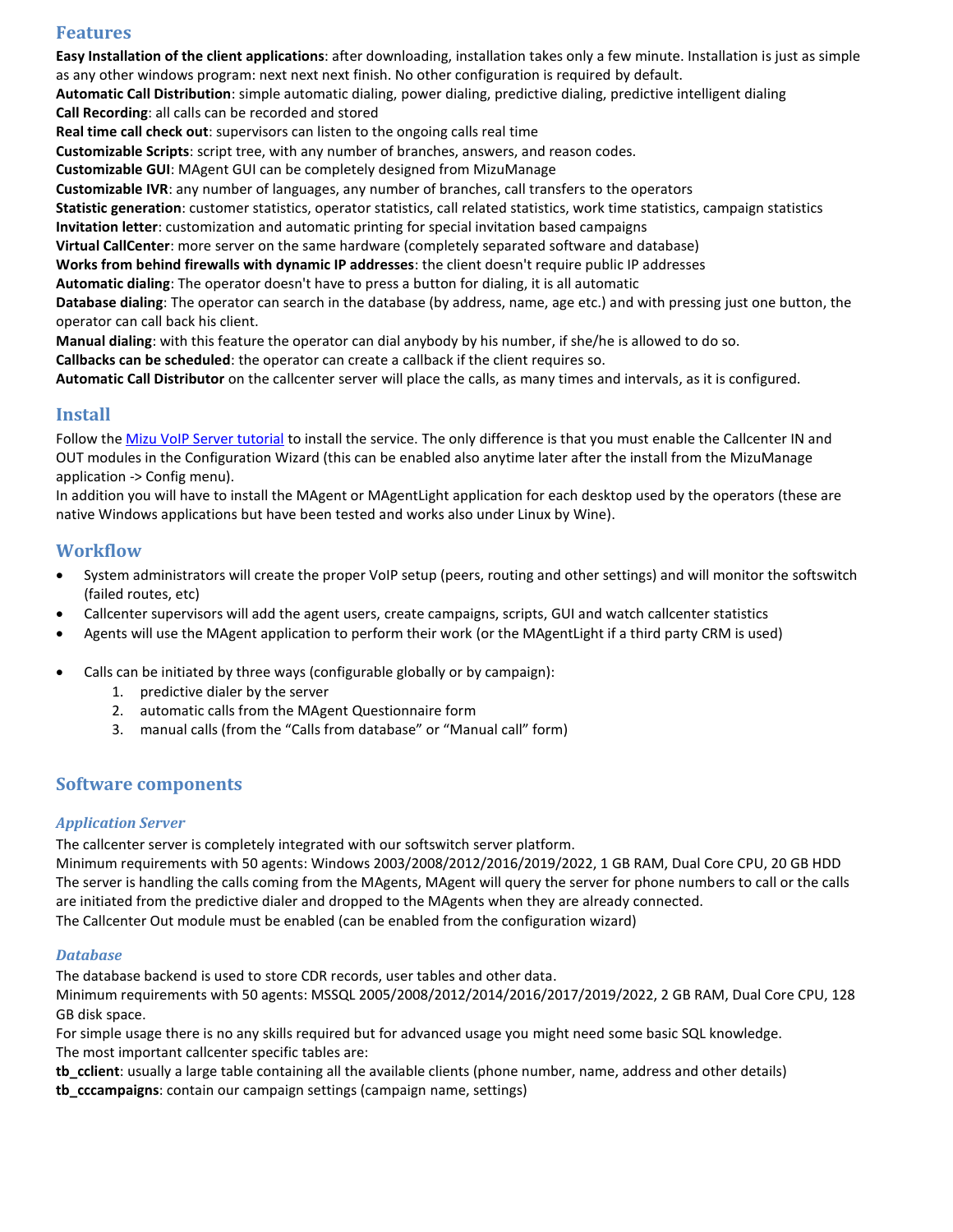## Features

**Easy Installation of the client applications**: after downloading, installation takes only a few minute. Installation is just as simple as any other windows program: next next next finish. No other configuration is required by default.
**Automatic Call Distribution**: simple automatic dialing, power dialing, predictive dialing, predictive intelligent dialing
**Call Recording**: all calls can be recorded and stored
**Real time call check out**: supervisors can listen to the ongoing calls real time
**Customizable Scripts**: script tree, with any number of branches, answers, and reason codes.
**Customizable GUI**: MAgent GUI can be completely designed from MizuManage
**Customizable IVR**: any number of languages, any number of branches, call transfers to the operators
**Statistic generation**: customer statistics, operator statistics, call related statistics, work time statistics, campaign statistics
**Invitation letter**: customization and automatic printing for special invitation based campaigns
**Virtual CallCenter**: more server on the same hardware (completely separated software and database)
**Works from behind firewalls with dynamic IP addresses**: the client doesn't require public IP addresses
**Automatic dialing**: The operator doesn't have to press a button for dialing, it is all automatic
**Database dialing**: The operator can search in the database (by address, name, age etc.) and with pressing just one button, the operator can call back his client.
**Manual dialing**: with this feature the operator can dial anybody by his number, if she/he is allowed to do so.
**Callbacks can be scheduled**: the operator can create a callback if the client requires so.
**Automatic Call Distributor** on the callcenter server will place the calls, as many times and intervals, as it is configured.

## Install

Follow the Mizu VoIP Server tutorial to install the service. The only difference is that you must enable the Callcenter IN and OUT modules in the Configuration Wizard (this can be enabled also anytime later after the install from the MizuManage application -> Config menu).
In addition you will have to install the MAgent or MAgentLight application for each desktop used by the operators (these are native Windows applications but have been tested and works also under Linux by Wine).

## Workflow

- System administrators will create the proper VoIP setup (peers, routing and other settings) and will monitor the softswitch (failed routes, etc)
- Callcenter supervisors will add the agent users, create campaigns, scripts, GUI and watch callcenter statistics
- Agents will use the MAgent application to perform their work (or the MAgentLight if a third party CRM is used)

- Calls can be initiated by three ways (configurable globally or by campaign):
  1. predictive dialer by the server
  2. automatic calls from the MAgent Questionnaire form
  3. manual calls (from the "Calls from database" or "Manual call" form)

## Software components

### *Application Server*

The callcenter server is completely integrated with our softswitch server platform.
Minimum requirements with 50 agents: Windows 2003/2008/2012/2016/2019/2022, 1 GB RAM, Dual Core CPU, 20 GB HDD
The server is handling the calls coming from the MAgents, MAgent will query the server for phone numbers to call or the calls are initiated from the predictive dialer and dropped to the MAgents when they are already connected.
The Callcenter Out module must be enabled (can be enabled from the configuration wizard)

### *Database*

The database backend is used to store CDR records, user tables and other data.
Minimum requirements with 50 agents: MSSQL 2005/2008/2012/2014/2016/2017/2019/2022, 2 GB RAM, Dual Core CPU, 128 GB disk space.
For simple usage there is no any skills required but for advanced usage you might need some basic SQL knowledge.
The most important callcenter specific tables are:
**tb_cclient**: usually a large table containing all the available clients (phone number, name, address and other details)
**tb_cccampaigns**: contain our campaign settings (campaign name, settings)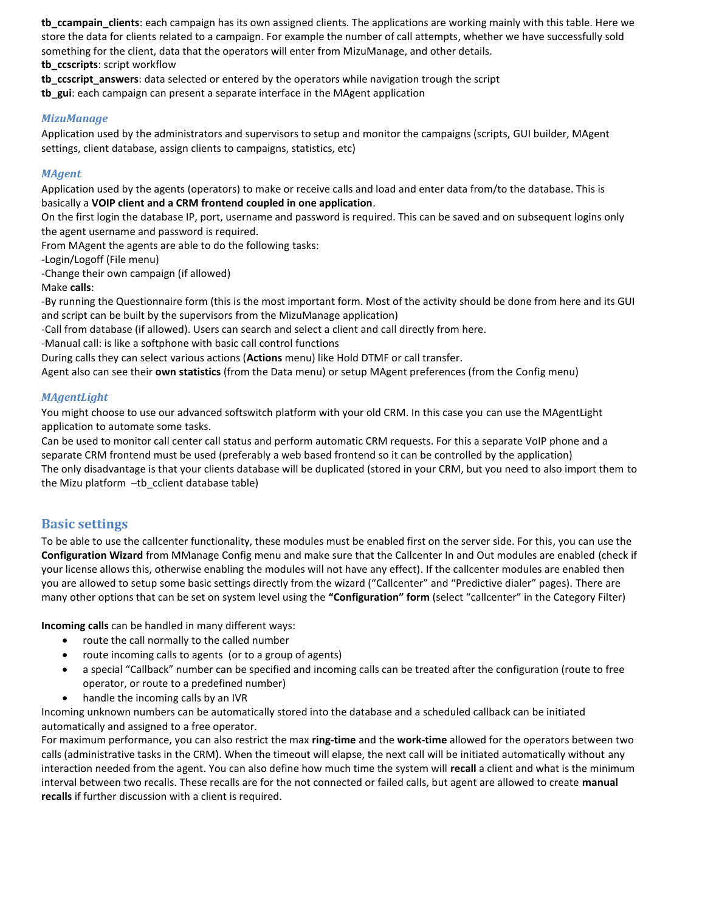**tb_ccampain_clients**: each campaign has its own assigned clients. The applications are working mainly with this table. Here we store the data for clients related to a campaign. For example the number of call attempts, whether we have successfully sold something for the client, data that the operators will enter from MizuManage, and other details.
**tb_ccscripts**: script workflow
**tb_ccscript_answers**: data selected or entered by the operators while navigation trough the script
**tb_gui**: each campaign can present a separate interface in the MAgent application

### *MizuManage*

Application used by the administrators and supervisors to setup and monitor the campaigns (scripts, GUI builder, MAgent settings, client database, assign clients to campaigns, statistics, etc)

### *MAgent*

Application used by the agents (operators) to make or receive calls and load and enter data from/to the database. This is basically a **VOIP client and a CRM frontend coupled in one application**.
On the first login the database IP, port, username and password is required. This can be saved and on subsequent logins only the agent username and password is required.
From MAgent the agents are able to do the following tasks:
-Login/Logoff (File menu)
-Change their own campaign (if allowed)
Make **calls**:
-By running the Questionnaire form (this is the most important form. Most of the activity should be done from here and its GUI and script can be built by the supervisors from the MizuManage application)
-Call from database (if allowed). Users can search and select a client and call directly from here.
-Manual call: is like a softphone with basic call control functions
During calls they can select various actions (**Actions** menu) like Hold DTMF or call transfer.
Agent also can see their **own statistics** (from the Data menu) or setup MAgent preferences (from the Config menu)

### *MAgentLight*

You might choose to use our advanced softswitch platform with your old CRM. In this case you can use the MAgentLight application to automate some tasks.
Can be used to monitor call center call status and perform automatic CRM requests. For this a separate VoIP phone and a separate CRM frontend must be used (preferably a web based frontend so it can be controlled by the application)
The only disadvantage is that your clients database will be duplicated (stored in your CRM, but you need to also import them to the Mizu platform –tb_cclient database table)

## Basic settings

To be able to use the callcenter functionality, these modules must be enabled first on the server side. For this, you can use the **Configuration Wizard** from MManage Config menu and make sure that the Callcenter In and Out modules are enabled (check if your license allows this, otherwise enabling the modules will not have any effect). If the callcenter modules are enabled then you are allowed to setup some basic settings directly from the wizard ("Callcenter" and "Predictive dialer" pages). There are many other options that can be set on system level using the **"Configuration" form** (select "callcenter" in the Category Filter)

**Incoming calls** can be handled in many different ways:

- route the call normally to the called number
- route incoming calls to agents (or to a group of agents)
- a special "Callback" number can be specified and incoming calls can be treated after the configuration (route to free operator, or route to a predefined number)
- handle the incoming calls by an IVR

Incoming unknown numbers can be automatically stored into the database and a scheduled callback can be initiated automatically and assigned to a free operator.
For maximum performance, you can also restrict the max **ring-time** and the **work-time** allowed for the operators between two calls (administrative tasks in the CRM). When the timeout will elapse, the next call will be initiated automatically without any interaction needed from the agent. You can also define how much time the system will **recall** a client and what is the minimum interval between two recalls. These recalls are for the not connected or failed calls, but agent are allowed to create **manual recalls** if further discussion with a client is required.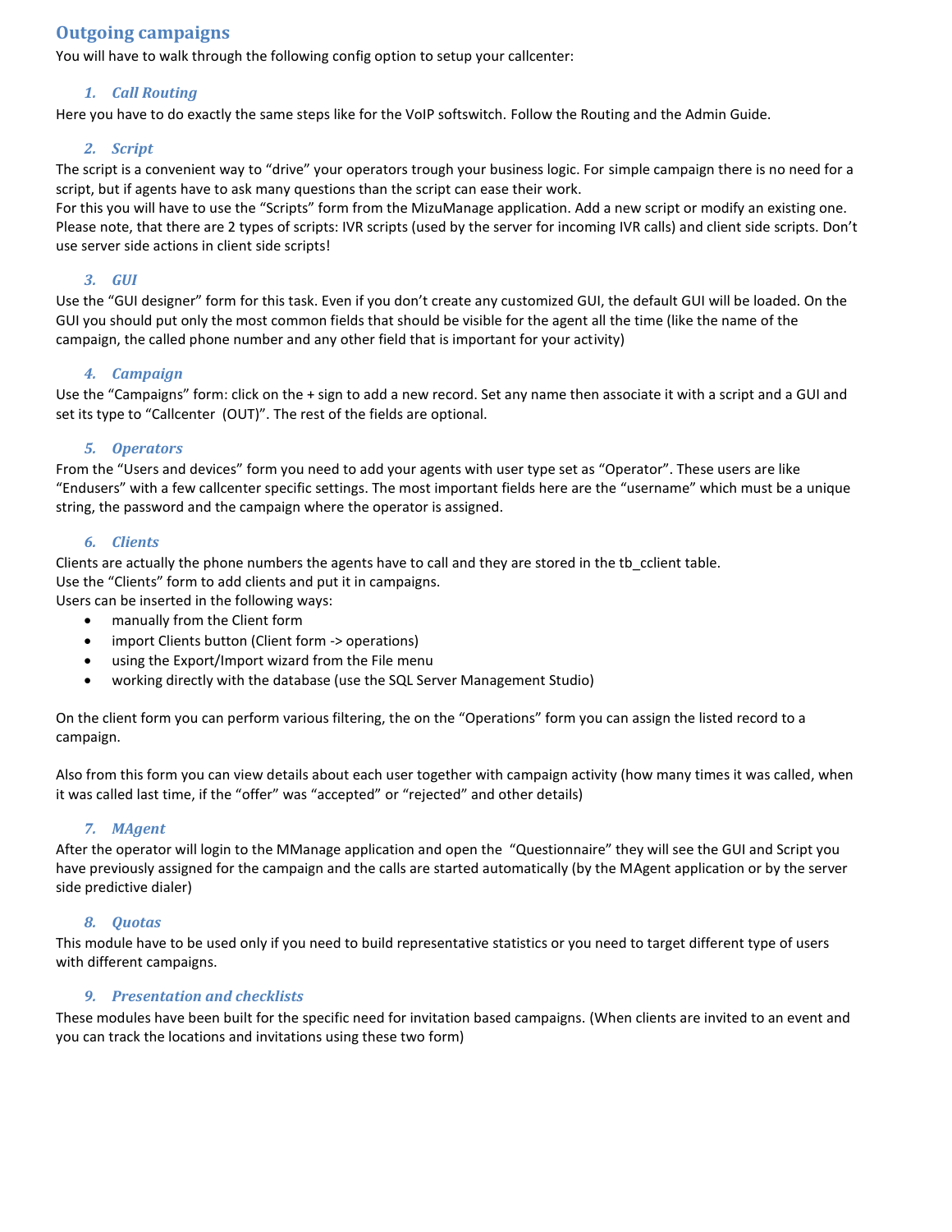## Outgoing campaigns

You will have to walk through the following config option to setup your callcenter:

### 1. *Call Routing*

Here you have to do exactly the same steps like for the VoIP softswitch. Follow the Routing and the Admin Guide.

### 2. *Script*

The script is a convenient way to "drive" your operators trough your business logic. For simple campaign there is no need for a script, but if agents have to ask many questions than the script can ease their work.
For this you will have to use the "Scripts" form from the MizuManage application. Add a new script or modify an existing one. Please note, that there are 2 types of scripts: IVR scripts (used by the server for incoming IVR calls) and client side scripts. Don't use server side actions in client side scripts!

### 3. *GUI*

Use the "GUI designer" form for this task. Even if you don't create any customized GUI, the default GUI will be loaded. On the GUI you should put only the most common fields that should be visible for the agent all the time (like the name of the campaign, the called phone number and any other field that is important for your activity)

### 4. *Campaign*

Use the "Campaigns" form: click on the + sign to add a new record. Set any name then associate it with a script and a GUI and set its type to "Callcenter (OUT)". The rest of the fields are optional.

### 5. *Operators*

From the "Users and devices" form you need to add your agents with user type set as "Operator". These users are like "Endusers" with a few callcenter specific settings. The most important fields here are the "username" which must be a unique string, the password and the campaign where the operator is assigned.

### 6. *Clients*

Clients are actually the phone numbers the agents have to call and they are stored in the tb_cclient table.
Use the "Clients" form to add clients and put it in campaigns.
Users can be inserted in the following ways:

- manually from the Client form
- import Clients button (Client form -> operations)
- using the Export/Import wizard from the File menu
- working directly with the database (use the SQL Server Management Studio)

On the client form you can perform various filtering, the on the "Operations" form you can assign the listed record to a campaign.

Also from this form you can view details about each user together with campaign activity (how many times it was called, when it was called last time, if the "offer" was "accepted" or "rejected" and other details)

### 7. *MAgent*

After the operator will login to the MManage application and open the "Questionnaire" they will see the GUI and Script you have previously assigned for the campaign and the calls are started automatically (by the MAgent application or by the server side predictive dialer)

### 8. *Quotas*

This module have to be used only if you need to build representative statistics or you need to target different type of users with different campaigns.

### 9. *Presentation and checklists*

These modules have been built for the specific need for invitation based campaigns. (When clients are invited to an event and you can track the locations and invitations using these two form)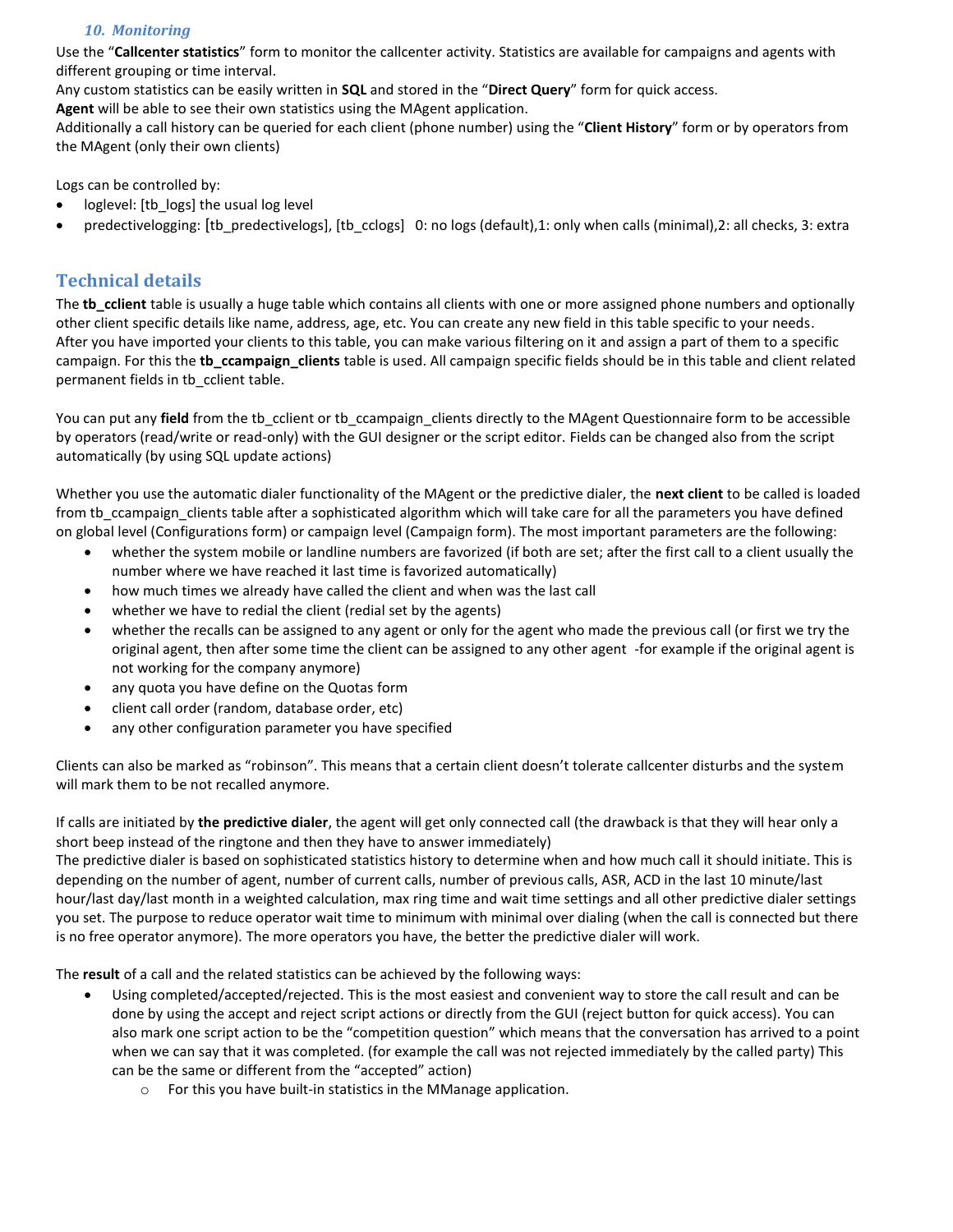### *10. Monitoring*

Use the "**Callcenter statistics**" form to monitor the callcenter activity. Statistics are available for campaigns and agents with different grouping or time interval.
Any custom statistics can be easily written in **SQL** and stored in the "**Direct Query**" form for quick access.
**Agent** will be able to see their own statistics using the MAgent application.
Additionally a call history can be queried for each client (phone number) using the "**Client History**" form or by operators from the MAgent (only their own clients)

Logs can be controlled by:

- loglevel: [tb_logs] the usual log level
- predictivelogging: [tb_predectivelogs], [tb_cclogs]   0: no logs (default),1: only when calls (minimal),2: all checks, 3: extra

## Technical details

The **tb_cclient** table is usually a huge table which contains all clients with one or more assigned phone numbers and optionally other client specific details like name, address, age, etc. You can create any new field in this table specific to your needs.
After you have imported your clients to this table, you can make various filtering on it and assign a part of them to a specific campaign. For this the **tb_ccampaign_clients** table is used. All campaign specific fields should be in this table and client related permanent fields in tb_cclient table.

You can put any **field** from the tb_cclient or tb_ccampaign_clients directly to the MAgent Questionnaire form to be accessible by operators (read/write or read-only) with the GUI designer or the script editor. Fields can be changed also from the script automatically (by using SQL update actions)

Whether you use the automatic dialer functionality of the MAgent or the predictive dialer, the **next client** to be called is loaded from tb_ccampaign_clients table after a sophisticated algorithm which will take care for all the parameters you have defined on global level (Configurations form) or campaign level (Campaign form). The most important parameters are the following:

- whether the system mobile or landline numbers are favorized (if both are set; after the first call to a client usually the number where we have reached it last time is favorized automatically)
- how much times we already have called the client and when was the last call
- whether we have to redial the client (redial set by the agents)
- whether the recalls can be assigned to any agent or only for the agent who made the previous call (or first we try the original agent, then after some time the client can be assigned to any other agent  -for example if the original agent is not working for the company anymore)
- any quota you have define on the Quotas form
- client call order (random, database order, etc)
- any other configuration parameter you have specified

Clients can also be marked as "robinson". This means that a certain client doesn't tolerate callcenter disturbs and the system will mark them to be not recalled anymore.

If calls are initiated by **the predictive dialer**, the agent will get only connected call (the drawback is that they will hear only a short beep instead of the ringtone and then they have to answer immediately)
The predictive dialer is based on sophisticated statistics history to determine when and how much call it should initiate. This is depending on the number of agent, number of current calls, number of previous calls, ASR, ACD in the last 10 minute/last hour/last day/last month in a weighted calculation, max ring time and wait time settings and all other predictive dialer settings you set. The purpose to reduce operator wait time to minimum with minimal over dialing (when the call is connected but there is no free operator anymore). The more operators you have, the better the predictive dialer will work.

The **result** of a call and the related statistics can be achieved by the following ways:

- Using completed/accepted/rejected. This is the most easiest and convenient way to store the call result and can be done by using the accept and reject script actions or directly from the GUI (reject button for quick access). You can also mark one script action to be the "competition question" which means that the conversation has arrived to a point when we can say that it was completed. (for example the call was not rejected immediately by the called party) This can be the same or different from the "accepted" action)
  - For this you have built-in statistics in the MManage application.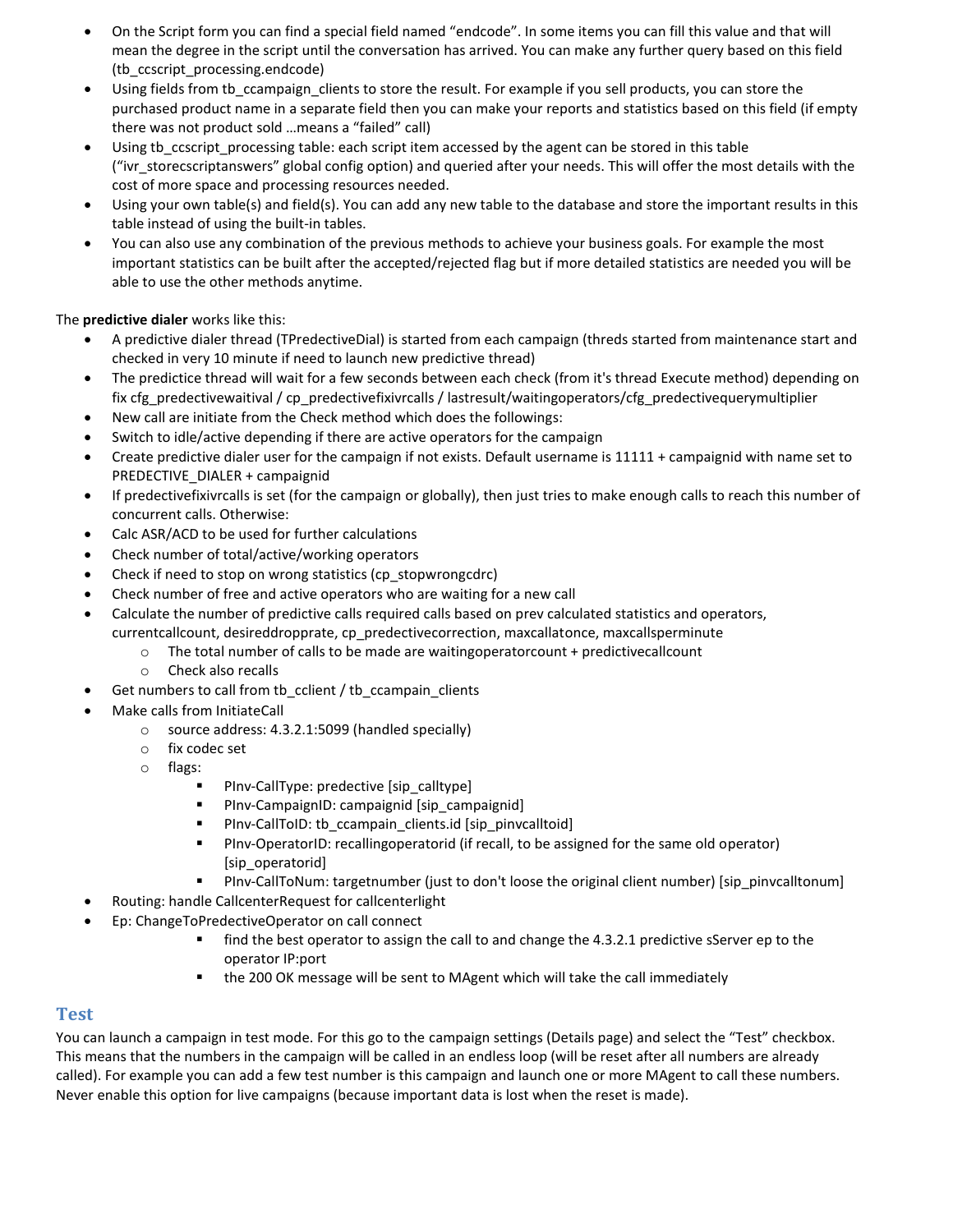- On the Script form you can find a special field named "endcode". In some items you can fill this value and that will mean the degree in the script until the conversation has arrived. You can make any further query based on this field (tb_ccscript_processing.endcode)
- Using fields from tb_ccampaign_clients to store the result. For example if you sell products, you can store the purchased product name in a separate field then you can make your reports and statistics based on this field (if empty there was not product sold …means a "failed" call)
- Using tb_ccscript_processing table: each script item accessed by the agent can be stored in this table ("ivr_storecscriptanswers" global config option) and queried after your needs. This will offer the most details with the cost of more space and processing resources needed.
- Using your own table(s) and field(s). You can add any new table to the database and store the important results in this table instead of using the built-in tables.
- You can also use any combination of the previous methods to achieve your business goals. For example the most important statistics can be built after the accepted/rejected flag but if more detailed statistics are needed you will be able to use the other methods anytime.

The **predictive dialer** works like this:

- A predictive dialer thread (TPredectiveDial) is started from each campaign (threds started from maintenance start and checked in very 10 minute if need to launch new predictive thread)
- The predictice thread will wait for a few seconds between each check (from it's thread Execute method) depending on fix cfg_predectivewaitival / cp_predectivefixivrcalls / lastresult/waitingoperators/cfg_predectivequerymultiplier
- New call are initiate from the Check method which does the followings:
- Switch to idle/active depending if there are active operators for the campaign
- Create predictive dialer user for the campaign if not exists. Default username is 11111 + campaignid with name set to PREDECTIVE_DIALER + campaignid
- If predectivefixivrcalls is set (for the campaign or globally), then just tries to make enough calls to reach this number of concurrent calls. Otherwise:
- Calc ASR/ACD to be used for further calculations
- Check number of total/active/working operators
- Check if need to stop on wrong statistics (cp_stopwrongcdrc)
- Check number of free and active operators who are waiting for a new call
- Calculate the number of predictive calls required calls based on prev calculated statistics and operators, currentcallcount, desireddropprate, cp_predectivecorrection, maxcallatonce, maxcallsperminute
  - The total number of calls to be made are waitingoperatorcount + predictivecallcount
  - Check also recalls
- Get numbers to call from tb_cclient / tb_ccampain_clients
- Make calls from InitiateCall
  - source address: 4.3.2.1:5099 (handled specially)
  - fix codec set
  - flags:
    - PInv-CallType: predective [sip_calltype]
    - PInv-CampaignID: campaignid [sip_campaignid]
    - PInv-CallToID: tb_ccampain_clients.id [sip_pinvcalltoid]
    - PInv-OperatorID: recallingoperatorid (if recall, to be assigned for the same old operator) [sip_operatorid]
    - PInv-CallToNum: targetnumber (just to don't loose the original client number) [sip_pinvcalltonum]
- Routing: handle CallcenterRequest for callcenterlight
- Ep: ChangeToPredectiveOperator on call connect
    - find the best operator to assign the call to and change the 4.3.2.1 predictive sServer ep to the operator IP:port
    - the 200 OK message will be sent to MAgent which will take the call immediately

## Test

You can launch a campaign in test mode. For this go to the campaign settings (Details page) and select the "Test" checkbox. This means that the numbers in the campaign will be called in an endless loop (will be reset after all numbers are already called). For example you can add a few test number is this campaign and launch one or more MAgent to call these numbers. Never enable this option for live campaigns (because important data is lost when the reset is made).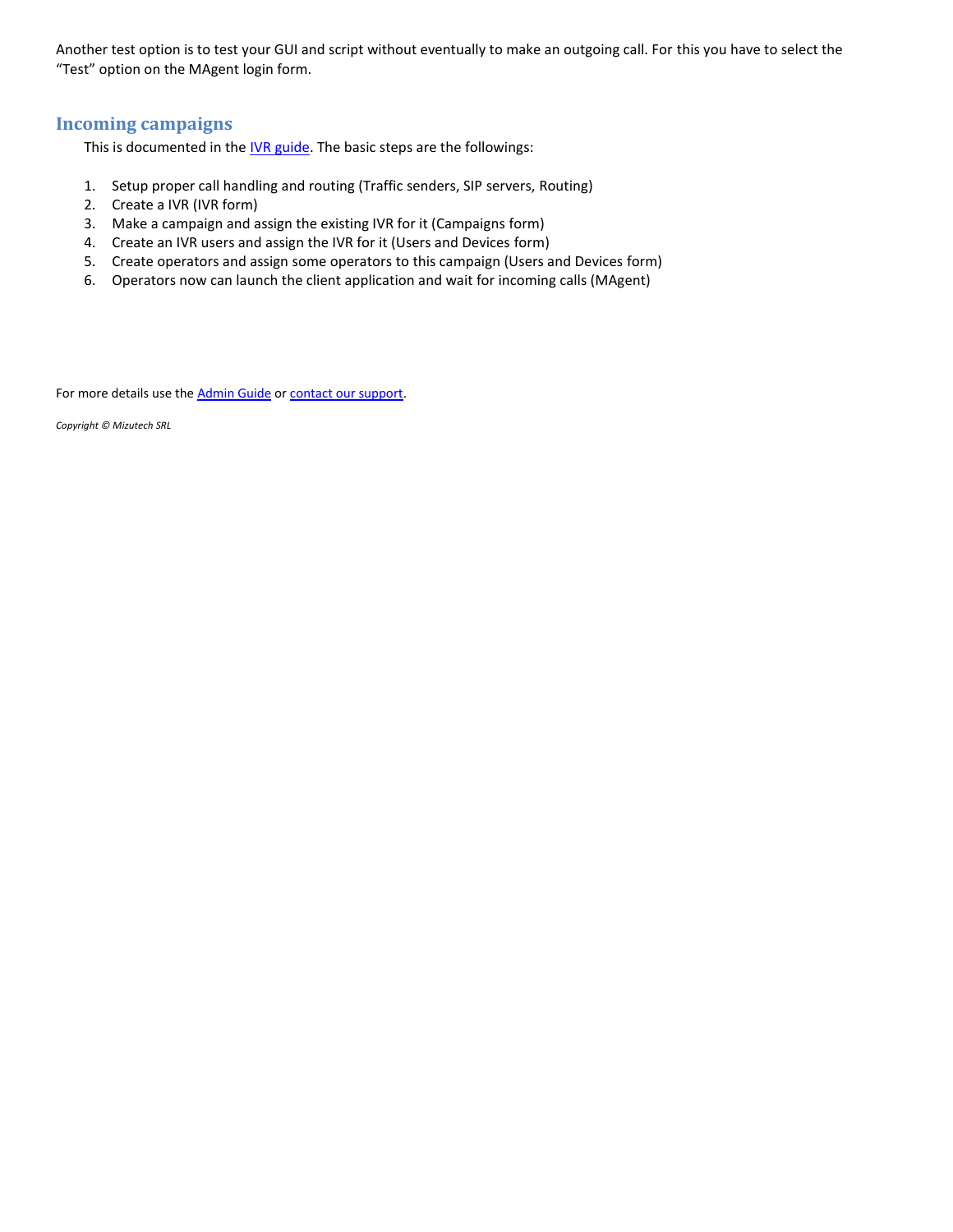Another test option is to test your GUI and script without eventually to make an outgoing call. For this you have to select the "Test" option on the MAgent login form.

## Incoming campaigns

This is documented in the IVR guide. The basic steps are the followings:

1. Setup proper call handling and routing (Traffic senders, SIP servers, Routing)
2. Create a IVR (IVR form)
3. Make a campaign and assign the existing IVR for it (Campaigns form)
4. Create an IVR users and assign the IVR for it (Users and Devices form)
5. Create operators and assign some operators to this campaign (Users and Devices form)
6. Operators now can launch the client application and wait for incoming calls (MAgent)

For more details use the Admin Guide or contact our support.

*Copyright © Mizutech SRL*